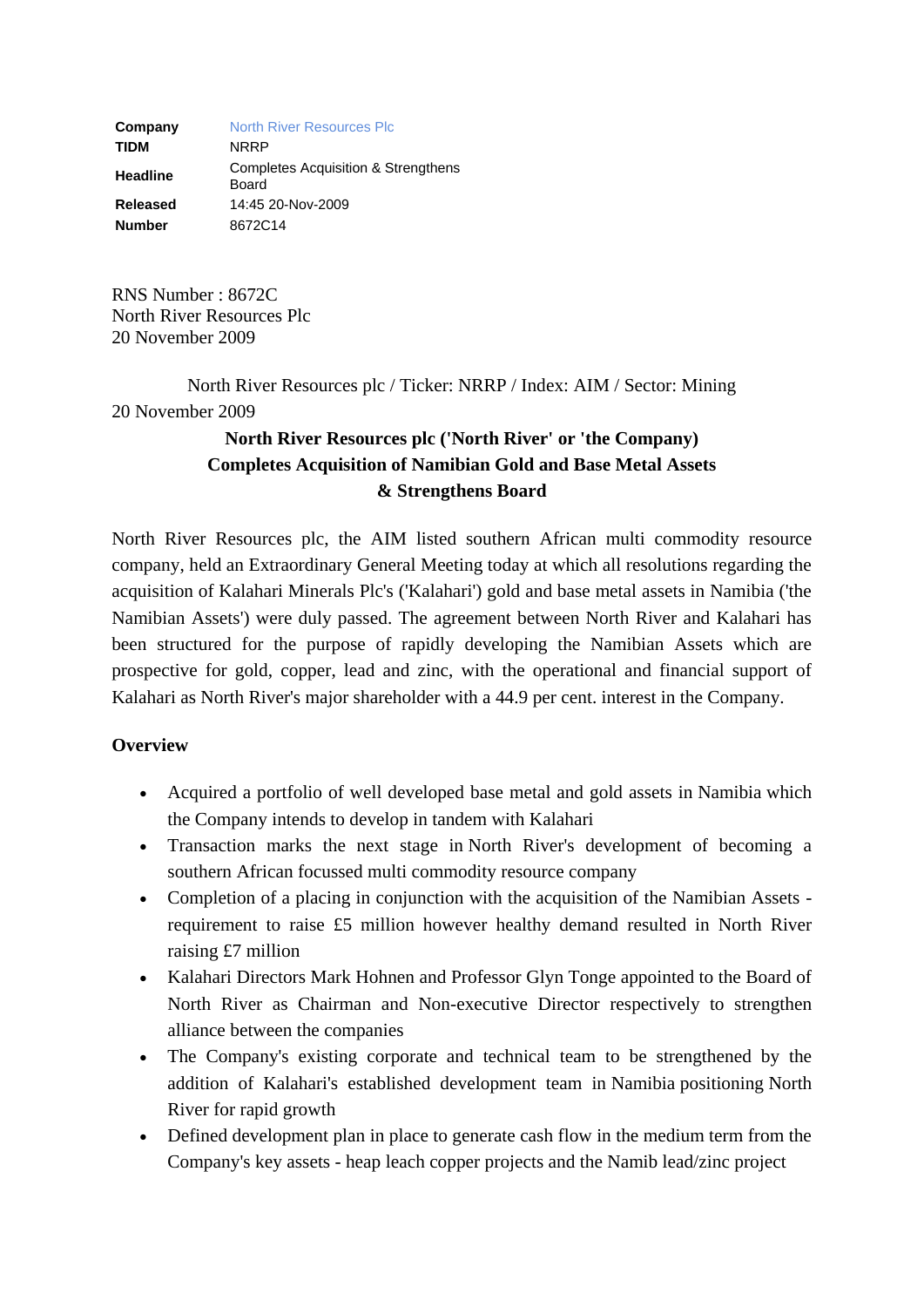| | |
|---|---|
| **Company** | North River Resources Plc |
| **TIDM** | NRRP |
| **Headline** | Completes Acquisition & Strengthens Board |
| **Released** | 14:45 20-Nov-2009 |
| **Number** | 8672C14 |

RNS Number : 8672C
North River Resources Plc
20 November 2009

North River Resources plc / Ticker: NRRP / Index: AIM / Sector: Mining
20 November 2009

**North River Resources plc ('North River' or 'the Company)**
**Completes Acquisition of Namibian Gold and Base Metal Assets**
**& Strengthens Board**

North River Resources plc, the AIM listed southern African multi commodity resource company, held an Extraordinary General Meeting today at which all resolutions regarding the acquisition of Kalahari Minerals Plc's ('Kalahari') gold and base metal assets in Namibia ('the Namibian Assets') were duly passed. The agreement between North River and Kalahari has been structured for the purpose of rapidly developing the Namibian Assets which are prospective for gold, copper, lead and zinc, with the operational and financial support of Kalahari as North River's major shareholder with a 44.9 per cent. interest in the Company.

**Overview**

- Acquired a portfolio of well developed base metal and gold assets in Namibia which the Company intends to develop in tandem with Kalahari
- Transaction marks the next stage in North River's development of becoming a southern African focussed multi commodity resource company
- Completion of a placing in conjunction with the acquisition of the Namibian Assets - requirement to raise £5 million however healthy demand resulted in North River raising £7 million
- Kalahari Directors Mark Hohnen and Professor Glyn Tonge appointed to the Board of North River as Chairman and Non-executive Director respectively to strengthen alliance between the companies
- The Company's existing corporate and technical team to be strengthened by the addition of Kalahari's established development team in Namibia positioning North River for rapid growth
- Defined development plan in place to generate cash flow in the medium term from the Company's key assets - heap leach copper projects and the Namib lead/zinc project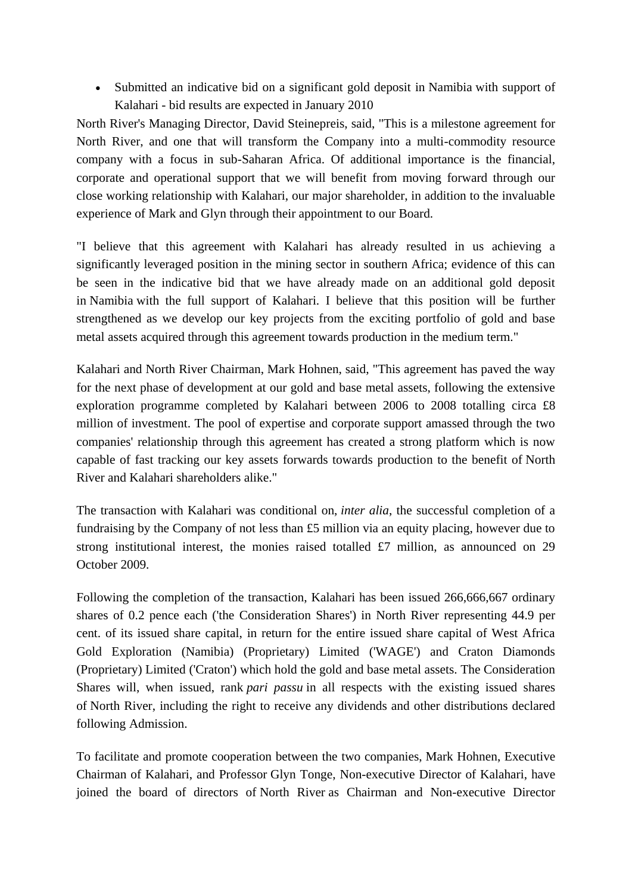- Submitted an indicative bid on a significant gold deposit in Namibia with support of Kalahari - bid results are expected in January 2010

North River's Managing Director, David Steinepreis, said, "This is a milestone agreement for North River, and one that will transform the Company into a multi-commodity resource company with a focus in sub-Saharan Africa. Of additional importance is the financial, corporate and operational support that we will benefit from moving forward through our close working relationship with Kalahari, our major shareholder, in addition to the invaluable experience of Mark and Glyn through their appointment to our Board.

"I believe that this agreement with Kalahari has already resulted in us achieving a significantly leveraged position in the mining sector in southern Africa; evidence of this can be seen in the indicative bid that we have already made on an additional gold deposit in Namibia with the full support of Kalahari. I believe that this position will be further strengthened as we develop our key projects from the exciting portfolio of gold and base metal assets acquired through this agreement towards production in the medium term."

Kalahari and North River Chairman, Mark Hohnen, said, "This agreement has paved the way for the next phase of development at our gold and base metal assets, following the extensive exploration programme completed by Kalahari between 2006 to 2008 totalling circa £8 million of investment. The pool of expertise and corporate support amassed through the two companies' relationship through this agreement has created a strong platform which is now capable of fast tracking our key assets forwards towards production to the benefit of North River and Kalahari shareholders alike."

The transaction with Kalahari was conditional on, *inter alia*, the successful completion of a fundraising by the Company of not less than £5 million via an equity placing, however due to strong institutional interest, the monies raised totalled £7 million, as announced on 29 October 2009.

Following the completion of the transaction, Kalahari has been issued 266,666,667 ordinary shares of 0.2 pence each ('the Consideration Shares') in North River representing 44.9 per cent. of its issued share capital, in return for the entire issued share capital of West Africa Gold Exploration (Namibia) (Proprietary) Limited ('WAGE') and Craton Diamonds (Proprietary) Limited ('Craton') which hold the gold and base metal assets. The Consideration Shares will, when issued, rank *pari passu* in all respects with the existing issued shares of North River, including the right to receive any dividends and other distributions declared following Admission.

To facilitate and promote cooperation between the two companies, Mark Hohnen, Executive Chairman of Kalahari, and Professor Glyn Tonge, Non-executive Director of Kalahari, have joined the board of directors of North River as Chairman and Non-executive Director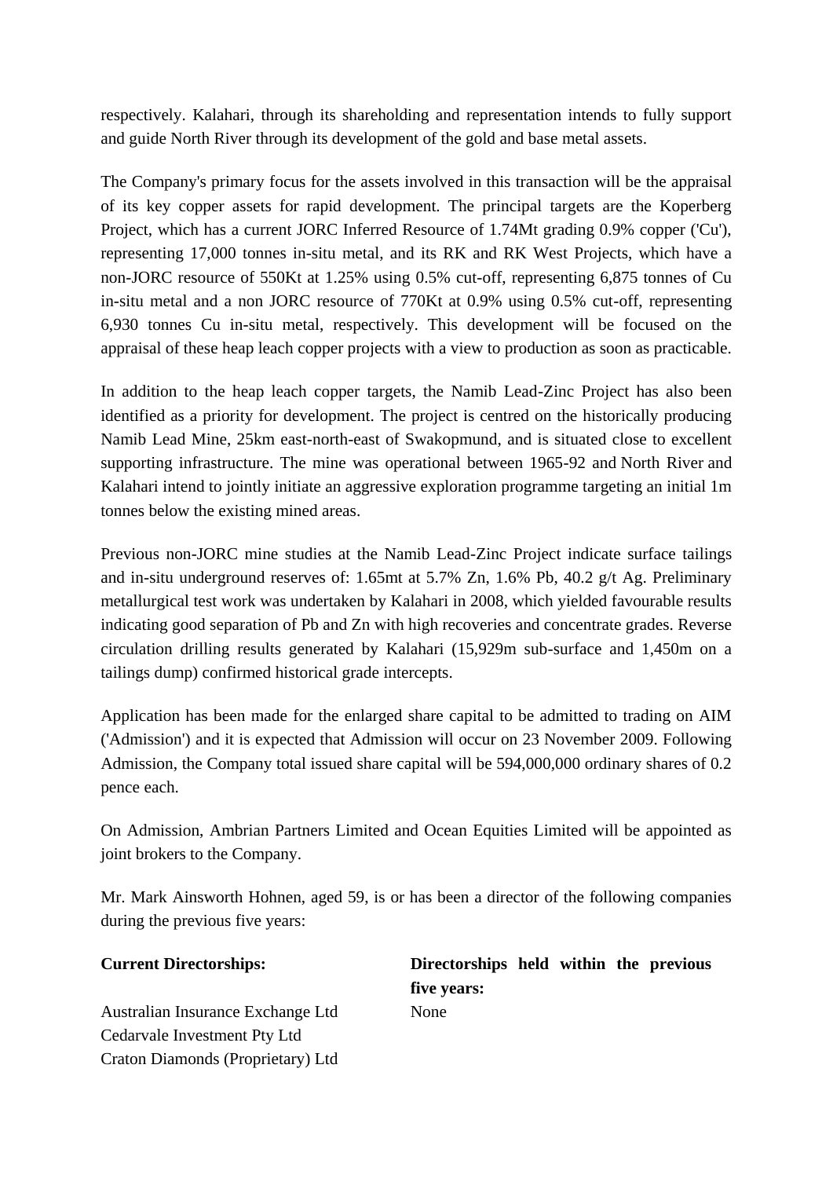respectively. Kalahari, through its shareholding and representation intends to fully support and guide North River through its development of the gold and base metal assets.

The Company's primary focus for the assets involved in this transaction will be the appraisal of its key copper assets for rapid development. The principal targets are the Koperberg Project, which has a current JORC Inferred Resource of 1.74Mt grading 0.9% copper ('Cu'), representing 17,000 tonnes in-situ metal, and its RK and RK West Projects, which have a non-JORC resource of 550Kt at 1.25% using 0.5% cut-off, representing 6,875 tonnes of Cu in-situ metal and a non JORC resource of 770Kt at 0.9% using 0.5% cut-off, representing 6,930 tonnes Cu in-situ metal, respectively. This development will be focused on the appraisal of these heap leach copper projects with a view to production as soon as practicable.

In addition to the heap leach copper targets, the Namib Lead-Zinc Project has also been identified as a priority for development. The project is centred on the historically producing Namib Lead Mine, 25km east-north-east of Swakopmund, and is situated close to excellent supporting infrastructure. The mine was operational between 1965-92 and North River and Kalahari intend to jointly initiate an aggressive exploration programme targeting an initial 1m tonnes below the existing mined areas.

Previous non-JORC mine studies at the Namib Lead-Zinc Project indicate surface tailings and in-situ underground reserves of: 1.65mt at 5.7% Zn, 1.6% Pb, 40.2 g/t Ag. Preliminary metallurgical test work was undertaken by Kalahari in 2008, which yielded favourable results indicating good separation of Pb and Zn with high recoveries and concentrate grades. Reverse circulation drilling results generated by Kalahari (15,929m sub-surface and 1,450m on a tailings dump) confirmed historical grade intercepts.

Application has been made for the enlarged share capital to be admitted to trading on AIM ('Admission') and it is expected that Admission will occur on 23 November 2009. Following Admission, the Company total issued share capital will be 594,000,000 ordinary shares of 0.2 pence each.

On Admission, Ambrian Partners Limited and Ocean Equities Limited will be appointed as joint brokers to the Company.

Mr. Mark Ainsworth Hohnen, aged 59, is or has been a director of the following companies during the previous five years:

| **Current Directorships:** | **Directorships held within the previous five years:** |
|---|---|
| Australian Insurance Exchange Ltd | None |
| Cedarvale Investment Pty Ltd | |
| Craton Diamonds (Proprietary) Ltd | |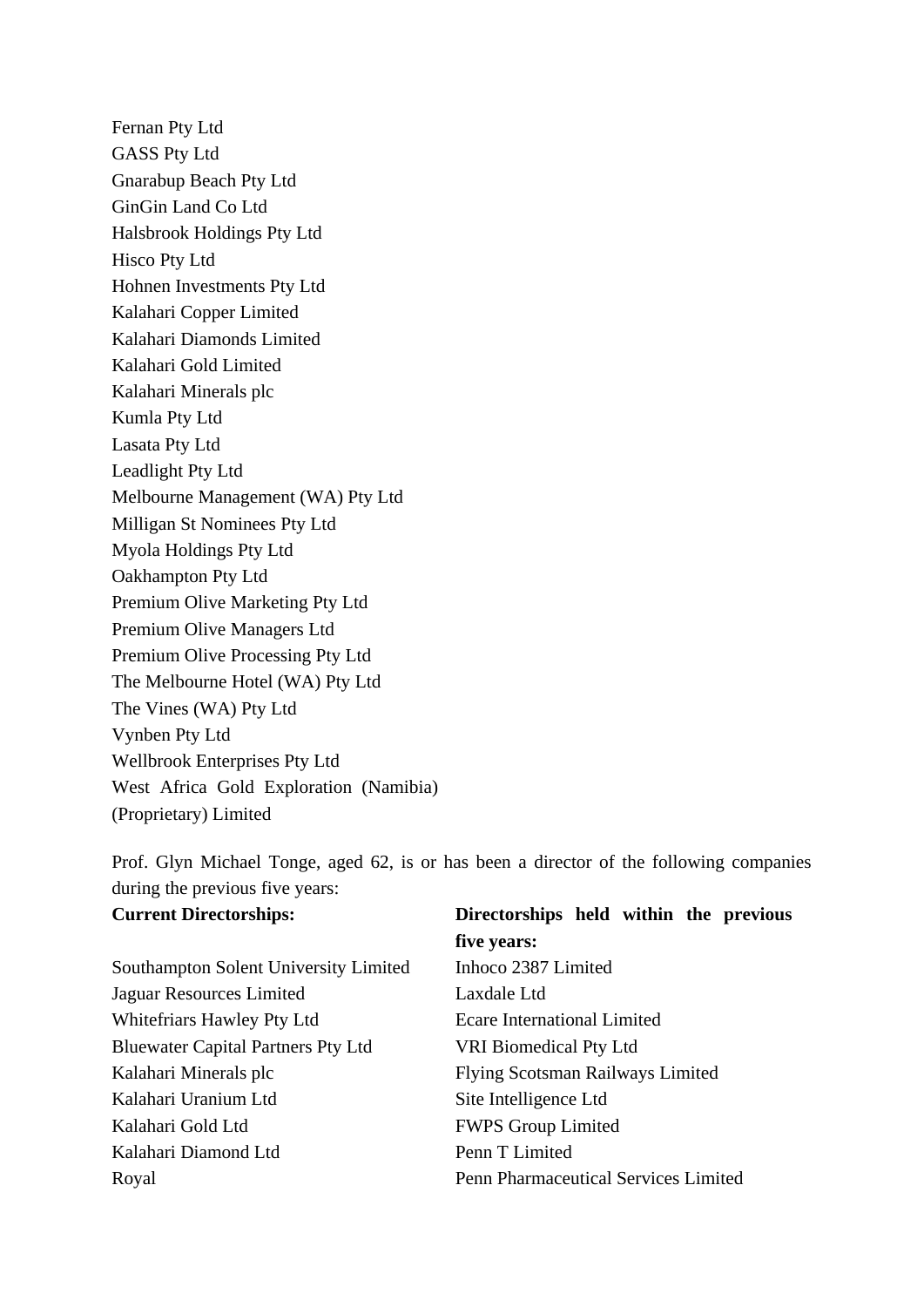Fernan Pty Ltd
GASS Pty Ltd
Gnarabup Beach Pty Ltd
GinGin Land Co Ltd
Halsbrook Holdings Pty Ltd
Hisco Pty Ltd
Hohnen Investments Pty Ltd
Kalahari Copper Limited
Kalahari Diamonds Limited
Kalahari Gold Limited
Kalahari Minerals plc
Kumla Pty Ltd
Lasata Pty Ltd
Leadlight Pty Ltd
Melbourne Management (WA) Pty Ltd
Milligan St Nominees Pty Ltd
Myola Holdings Pty Ltd
Oakhampton Pty Ltd
Premium Olive Marketing Pty Ltd
Premium Olive Managers Ltd
Premium Olive Processing Pty Ltd
The Melbourne Hotel (WA) Pty Ltd
The Vines (WA) Pty Ltd
Vynben Pty Ltd
Wellbrook Enterprises Pty Ltd
West Africa Gold Exploration (Namibia) (Proprietary) Limited

Prof. Glyn Michael Tonge, aged 62, is or has been a director of the following companies during the previous five years:

| **Current Directorships:** | **Directorships held within the previous five years:** |
|---|---|
| Southampton Solent University Limited | Inhoco 2387 Limited |
| Jaguar Resources Limited | Laxdale Ltd |
| Whitefriars Hawley Pty Ltd | Ecare International Limited |
| Bluewater Capital Partners Pty Ltd | VRI Biomedical Pty Ltd |
| Kalahari Minerals plc | Flying Scotsman Railways Limited |
| Kalahari Uranium Ltd | Site Intelligence Ltd |
| Kalahari Gold Ltd | FWPS Group Limited |
| Kalahari Diamond Ltd | Penn T Limited |
| Royal | Penn Pharmaceutical Services Limited |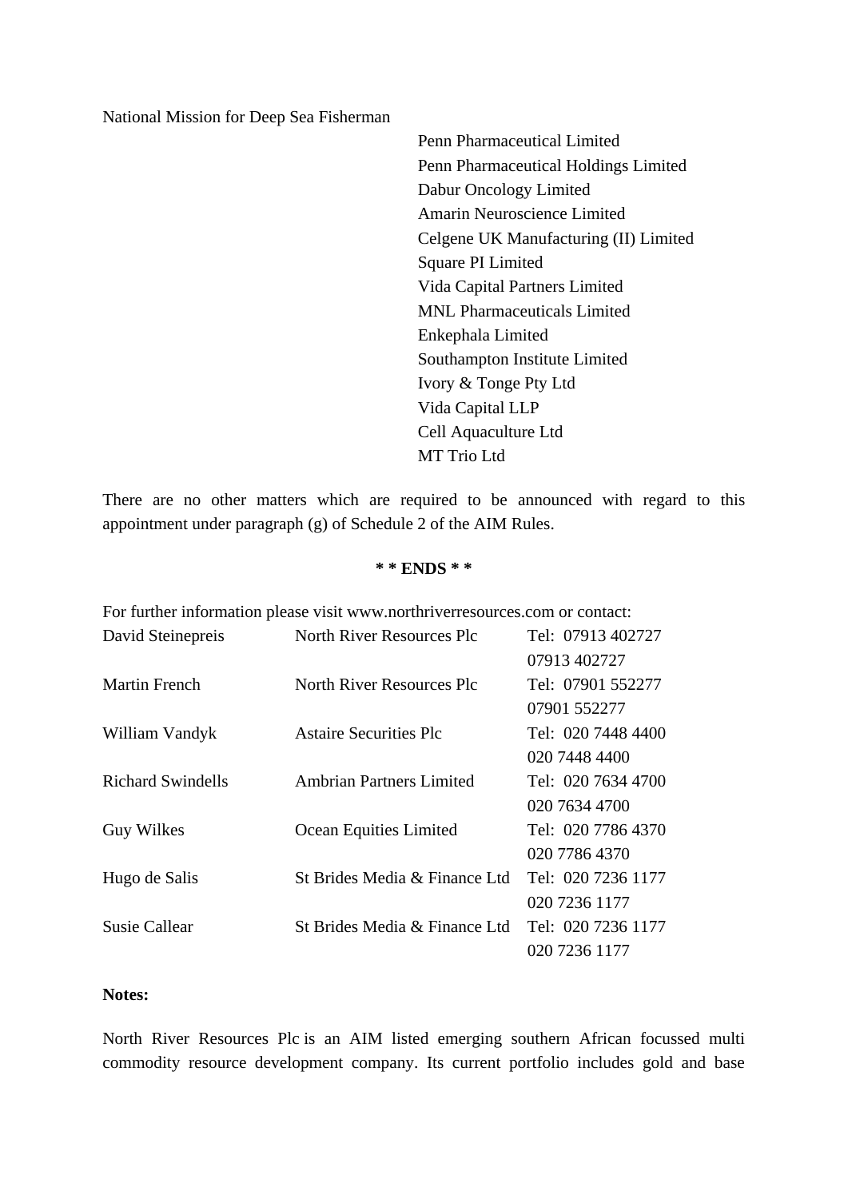National Mission for Deep Sea Fisherman

Penn Pharmaceutical Limited
Penn Pharmaceutical Holdings Limited
Dabur Oncology Limited
Amarin Neuroscience Limited
Celgene UK Manufacturing (II) Limited
Square PI Limited
Vida Capital Partners Limited
MNL Pharmaceuticals Limited
Enkephala Limited
Southampton Institute Limited
Ivory & Tonge Pty Ltd
Vida Capital LLP
Cell Aquaculture Ltd
MT Trio Ltd

There are no other matters which are required to be announced with regard to this appointment under paragraph (g) of Schedule 2 of the AIM Rules.

**\* \* ENDS \* \***

For further information please visit www.northriverresources.com or contact:

| | | |
|---|---|---|
| David Steinepreis | North River Resources Plc | Tel: 07913 402727 07913 402727 |
| Martin French | North River Resources Plc | Tel: 07901 552277 07901 552277 |
| William Vandyk | Astaire Securities Plc | Tel: 020 7448 4400 020 7448 4400 |
| Richard Swindells | Ambrian Partners Limited | Tel: 020 7634 4700 020 7634 4700 |
| Guy Wilkes | Ocean Equities Limited | Tel: 020 7786 4370 020 7786 4370 |
| Hugo de Salis | St Brides Media & Finance Ltd | Tel: 020 7236 1177 020 7236 1177 |
| Susie Callear | St Brides Media & Finance Ltd | Tel: 020 7236 1177 020 7236 1177 |

**Notes:**

North River Resources Plc is an AIM listed emerging southern African focussed multi commodity resource development company. Its current portfolio includes gold and base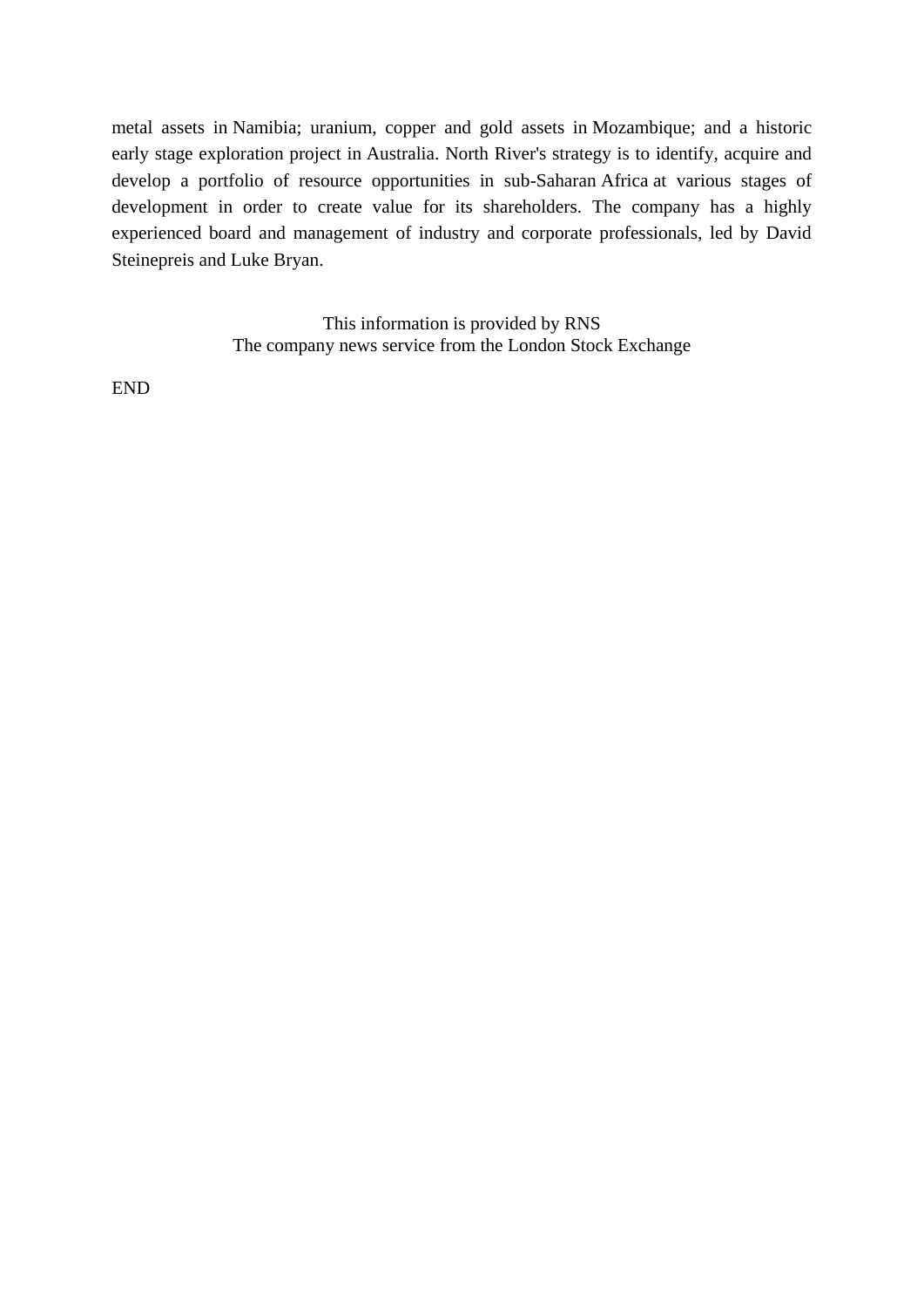metal assets in Namibia; uranium, copper and gold assets in Mozambique; and a historic early stage exploration project in Australia. North River's strategy is to identify, acquire and develop a portfolio of resource opportunities in sub-Saharan Africa at various stages of development in order to create value for its shareholders. The company has a highly experienced board and management of industry and corporate professionals, led by David Steinepreis and Luke Bryan.

This information is provided by RNS
The company news service from the London Stock Exchange

END